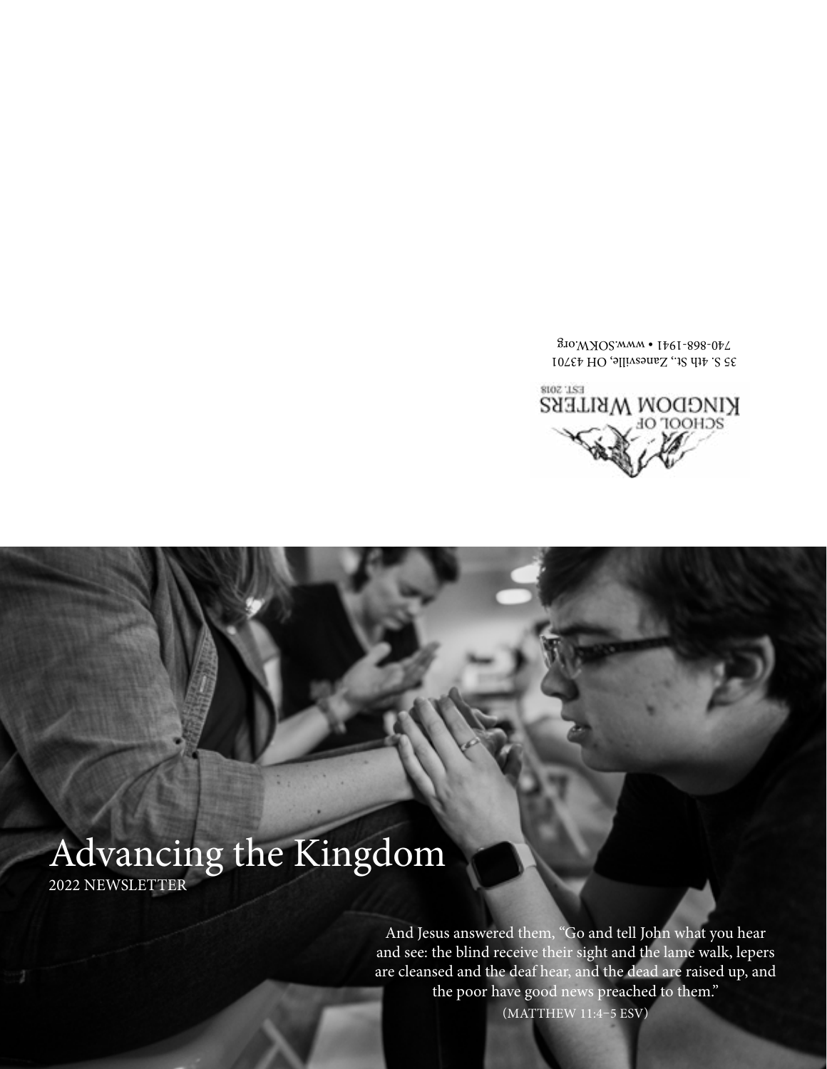SCHOOL OF KINGDOM WRITERS
EST. 2018

35 S. 4th St., Zanesville, OH 43701
740-868-1941 • www.SOKW.org

# Advancing the Kingdom

2022 NEWSLETTER

And Jesus answered them, "Go and tell John what you hear and see: the blind receive their sight and the lame walk, lepers are cleansed and the deaf hear, and the dead are raised up, and the poor have good news preached to them."

(MATTHEW 11:4–5 ESV)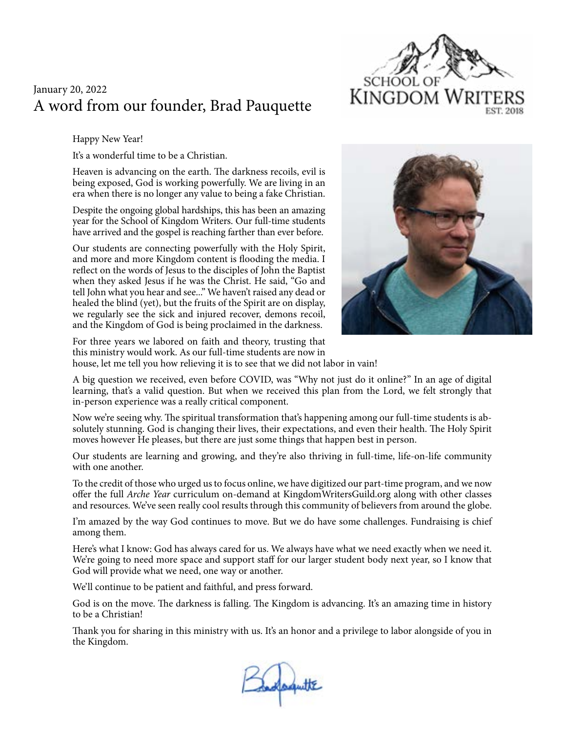January 20, 2022

# A word from our founder, Brad Pauquette

SCHOOL OF KINGDOM WRITERS EST. 2018

Happy New Year!

It's a wonderful time to be a Christian.

Heaven is advancing on the earth. The darkness recoils, evil is being exposed, God is working powerfully. We are living in an era when there is no longer any value to being a fake Christian.

Despite the ongoing global hardships, this has been an amazing year for the School of Kingdom Writers. Our full-time students have arrived and the gospel is reaching farther than ever before.

Our students are connecting powerfully with the Holy Spirit, and more and more Kingdom content is flooding the media. I reflect on the words of Jesus to the disciples of John the Baptist when they asked Jesus if he was the Christ. He said, "Go and tell John what you hear and see..." We haven't raised any dead or healed the blind (yet), but the fruits of the Spirit are on display, we regularly see the sick and injured recover, demons recoil, and the Kingdom of God is being proclaimed in the darkness.

For three years we labored on faith and theory, trusting that this ministry would work. As our full-time students are now in house, let me tell you how relieving it is to see that we did not labor in vain!

A big question we received, even before COVID, was "Why not just do it online?" In an age of digital learning, that's a valid question. But when we received this plan from the Lord, we felt strongly that in-person experience was a really critical component.

Now we're seeing why. The spiritual transformation that's happening among our full-time students is absolutely stunning. God is changing their lives, their expectations, and even their health. The Holy Spirit moves however He pleases, but there are just some things that happen best in person.

Our students are learning and growing, and they're also thriving in full-time, life-on-life community with one another.

To the credit of those who urged us to focus online, we have digitized our part-time program, and we now offer the full *Arche Year* curriculum on-demand at KingdomWritersGuild.org along with other classes and resources. We've seen really cool results through this community of believers from around the globe.

I'm amazed by the way God continues to move. But we do have some challenges. Fundraising is chief among them.

Here's what I know: God has always cared for us. We always have what we need exactly when we need it. We're going to need more space and support staff for our larger student body next year, so I know that God will provide what we need, one way or another.

We'll continue to be patient and faithful, and press forward.

God is on the move. The darkness is falling. The Kingdom is advancing. It's an amazing time in history to be a Christian!

Thank you for sharing in this ministry with us. It's an honor and a privilege to labor alongside of you in the Kingdom.

Brad Pauquette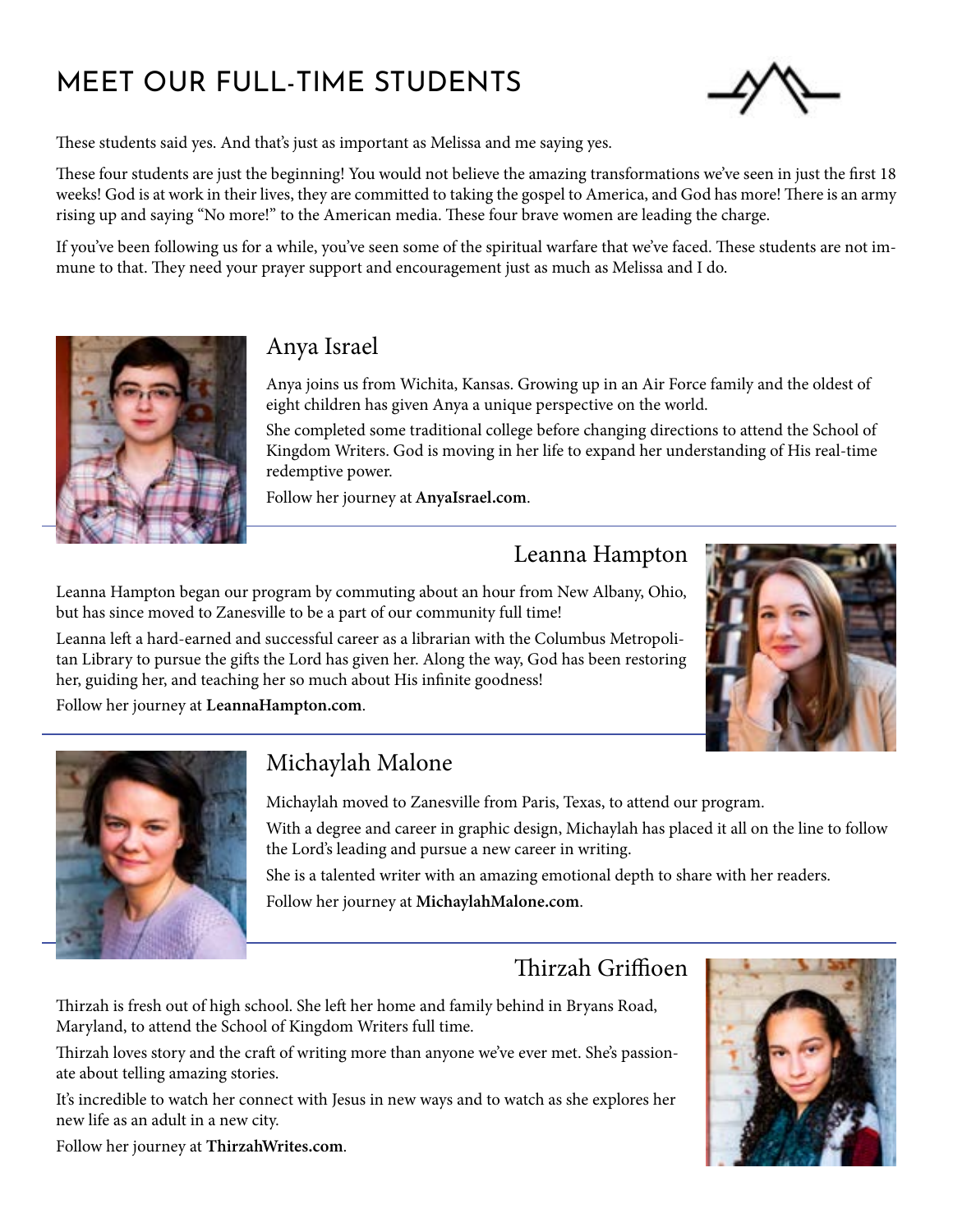# MEET OUR FULL-TIME STUDENTS

These students said yes. And that's just as important as Melissa and me saying yes.

These four students are just the beginning! You would not believe the amazing transformations we've seen in just the first 18 weeks! God is at work in their lives, they are committed to taking the gospel to America, and God has more! There is an army rising up and saying "No more!" to the American media. These four brave women are leading the charge.

If you've been following us for a while, you've seen some of the spiritual warfare that we've faced. These students are not immune to that. They need your prayer support and encouragement just as much as Melissa and I do.

## Anya Israel

Anya joins us from Wichita, Kansas. Growing up in an Air Force family and the oldest of eight children has given Anya a unique perspective on the world.

She completed some traditional college before changing directions to attend the School of Kingdom Writers. God is moving in her life to expand her understanding of His real-time redemptive power.

Follow her journey at **AnyaIsrael.com**.

## Leanna Hampton

Leanna Hampton began our program by commuting about an hour from New Albany, Ohio, but has since moved to Zanesville to be a part of our community full time!

Leanna left a hard-earned and successful career as a librarian with the Columbus Metropolitan Library to pursue the gifts the Lord has given her. Along the way, God has been restoring her, guiding her, and teaching her so much about His infinite goodness!

Follow her journey at **LeannaHampton.com**.

## Michaylah Malone

Michaylah moved to Zanesville from Paris, Texas, to attend our program.

With a degree and career in graphic design, Michaylah has placed it all on the line to follow the Lord's leading and pursue a new career in writing.

She is a talented writer with an amazing emotional depth to share with her readers.

Follow her journey at **MichaylahMalone.com**.

## Thirzah Griffioen

Thirzah is fresh out of high school. She left her home and family behind in Bryans Road, Maryland, to attend the School of Kingdom Writers full time.

Thirzah loves story and the craft of writing more than anyone we've ever met. She's passionate about telling amazing stories.

It's incredible to watch her connect with Jesus in new ways and to watch as she explores her new life as an adult in a new city.

Follow her journey at **ThirzahWrites.com**.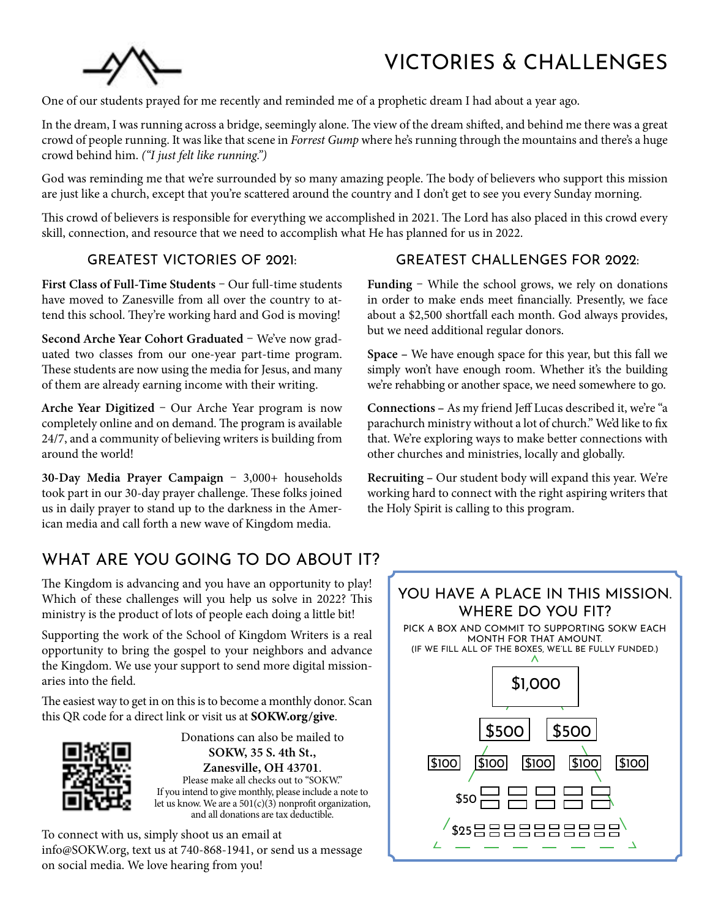# VICTORIES & CHALLENGES

One of our students prayed for me recently and reminded me of a prophetic dream I had about a year ago.

In the dream, I was running across a bridge, seemingly alone. The view of the dream shifted, and behind me there was a great crowd of people running. It was like that scene in *Forrest Gump* where he's running through the mountains and there's a huge crowd behind him. *("I just felt like running.")*

God was reminding me that we're surrounded by so many amazing people. The body of believers who support this mission are just like a church, except that you're scattered around the country and I don't get to see you every Sunday morning.

This crowd of believers is responsible for everything we accomplished in 2021. The Lord has also placed in this crowd every skill, connection, and resource that we need to accomplish what He has planned for us in 2022.

## GREATEST VICTORIES OF 2021:

**First Class of Full-Time Students** – Our full-time students have moved to Zanesville from all over the country to attend this school. They're working hard and God is moving!

**Second Arche Year Cohort Graduated** – We've now graduated two classes from our one-year part-time program. These students are now using the media for Jesus, and many of them are already earning income with their writing.

**Arche Year Digitized** – Our Arche Year program is now completely online and on demand. The program is available 24/7, and a community of believing writers is building from around the world!

**30-Day Media Prayer Campaign** – 3,000+ households took part in our 30-day prayer challenge. These folks joined us in daily prayer to stand up to the darkness in the American media and call forth a new wave of Kingdom media.

## GREATEST CHALLENGES FOR 2022:

**Funding** – While the school grows, we rely on donations in order to make ends meet financially. Presently, we face about a $2,500 shortfall each month. God always provides, but we need additional regular donors.

**Space** – We have enough space for this year, but this fall we simply won't have enough room. Whether it's the building we're rehabbing or another space, we need somewhere to go.

**Connections** – As my friend Jeff Lucas described it, we're "a parachurch ministry without a lot of church." We'd like to fix that. We're exploring ways to make better connections with other churches and ministries, locally and globally.

**Recruiting** – Our student body will expand this year. We're working hard to connect with the right aspiring writers that the Holy Spirit is calling to this program.

## WHAT ARE YOU GOING TO DO ABOUT IT?

The Kingdom is advancing and you have an opportunity to play! Which of these challenges will you help us solve in 2022? This ministry is the product of lots of people each doing a little bit!

Supporting the work of the School of Kingdom Writers is a real opportunity to bring the gospel to your neighbors and advance the Kingdom. We use your support to send more digital missionaries into the field.

The easiest way to get in on this is to become a monthly donor. Scan this QR code for a direct link or visit us at **SOKW.org/give**.

Donations can also be mailed to
**SOKW, 35 S. 4th St.,**
**Zanesville, OH 43701**.
Please make all checks out to "SOKW."
If you intend to give monthly, please include a note to let us know. We are a 501(c)(3) nonprofit organization, and all donations are tax deductible.

To connect with us, simply shoot us an email at info@SOKW.org, text us at 740-868-1941, or send us a message on social media. We love hearing from you!

### YOU HAVE A PLACE IN THIS MISSION. WHERE DO YOU FIT?

PICK A BOX AND COMMIT TO SUPPORTING SOKW EACH MONTH FOR THAT AMOUNT.
(IF WE FILL ALL OF THE BOXES, WE'LL BE FULLY FUNDED.)

$1,000

$500 $500

$100 $100 $100 $100 $100

$50

$25